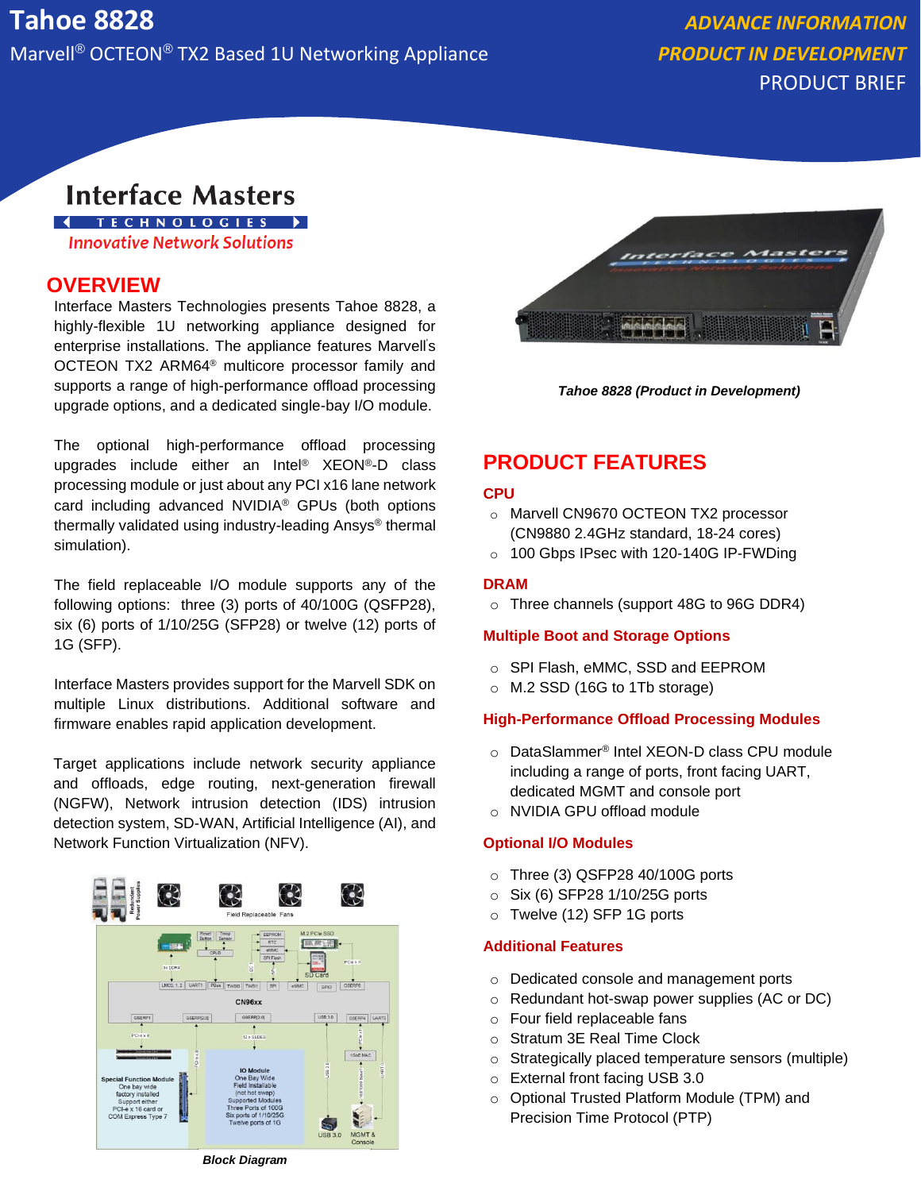# Tahoe 8828

Marvell® OCTEON® TX2 Based 1U Networking Appliance

***ADVANCE INFORMATION***

***PRODUCT IN DEVELOPMENT***

PRODUCT BRIEF

Interface Masters TECHNOLOGIES

*Innovative Network Solutions*

## OVERVIEW

Interface Masters Technologies presents Tahoe 8828, a highly-flexible 1U networking appliance designed for enterprise installations. The appliance features Marvell's OCTEON TX2 ARM64® multicore processor family and supports a range of high-performance offload processing upgrade options, and a dedicated single-bay I/O module.

The optional high-performance offload processing upgrades include either an Intel® XEON®-D class processing module or just about any PCI x16 lane network card including advanced NVIDIA® GPUs (both options thermally validated using industry-leading Ansys® thermal simulation).

The field replaceable I/O module supports any of the following options: three (3) ports of 40/100G (QSFP28), six (6) ports of 1/10/25G (SFP28) or twelve (12) ports of 1G (SFP).

Interface Masters provides support for the Marvell SDK on multiple Linux distributions. Additional software and firmware enables rapid application development.

Target applications include network security appliance and offloads, edge routing, next-generation firewall (NGFW), Network intrusion detection (IDS) intrusion detection system, SD-WAN, Artificial Intelligence (AI), and Network Function Virtualization (NFV).

***Block Diagram***

***Tahoe 8828 (Product in Development)***

## PRODUCT FEATURES

### CPU

- Marvell CN9670 OCTEON TX2 processor (CN9880 2.4GHz standard, 18-24 cores)
- 100 Gbps IPsec with 120-140G IP-FWDing

### DRAM

- Three channels (support 48G to 96G DDR4)

### Multiple Boot and Storage Options

- SPI Flash, eMMC, SSD and EEPROM
- M.2 SSD (16G to 1Tb storage)

### High-Performance Offload Processing Modules

- DataSlammer® Intel XEON-D class CPU module including a range of ports, front facing UART, dedicated MGMT and console port
- NVIDIA GPU offload module

### Optional I/O Modules

- Three (3) QSFP28 40/100G ports
- Six (6) SFP28 1/10/25G ports
- Twelve (12) SFP 1G ports

### Additional Features

- Dedicated console and management ports
- Redundant hot-swap power supplies (AC or DC)
- Four field replaceable fans
- Stratum 3E Real Time Clock
- Strategically placed temperature sensors (multiple)
- External front facing USB 3.0
- Optional Trusted Platform Module (TPM) and Precision Time Protocol (PTP)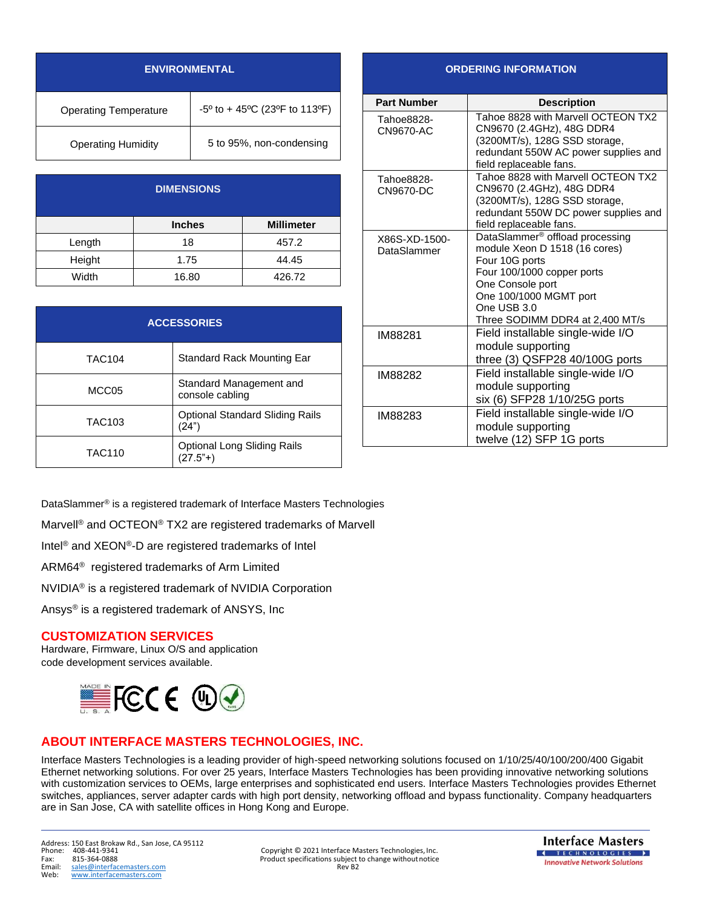## ENVIRONMENTAL

| | |
|---|---|
| Operating Temperature | -5º to + 45ºC (23ºF to 113ºF) |
| Operating Humidity | 5 to 95%, non-condensing |

## DIMENSIONS

| | Inches | Millimeter |
|---|---|---|
| Length | 18 | 457.2 |
| Height | 1.75 | 44.45 |
| Width | 16.80 | 426.72 |

## ACCESSORIES

| | |
|---|---|
| TAC104 | Standard Rack Mounting Ear |
| MCC05 | Standard Management and console cabling |
| TAC103 | Optional Standard Sliding Rails (24") |
| TAC110 | Optional Long Sliding Rails (27.5"+) |

## ORDERING INFORMATION

| Part Number | Description |
|---|---|
| Tahoe8828-CN9670-AC | Tahoe 8828 with Marvell OCTEON TX2 CN9670 (2.4GHz), 48G DDR4 (3200MT/s), 128G SSD storage, redundant 550W AC power supplies and field replaceable fans. |
| Tahoe8828-CN9670-DC | Tahoe 8828 with Marvell OCTEON TX2 CN9670 (2.4GHz), 48G DDR4 (3200MT/s), 128G SSD storage, redundant 550W DC power supplies and field replaceable fans. |
| X86S-XD-1500-DataSlammer | DataSlammer® offload processing module Xeon D 1518 (16 cores)<br>Four 10G ports<br>Four 100/1000 copper ports<br>One Console port<br>One 100/1000 MGMT port<br>One USB 3.0<br>Three SODIMM DDR4 at 2,400 MT/s |
| IM88281 | Field installable single-wide I/O module supporting three (3) QSFP28 40/100G ports |
| IM88282 | Field installable single-wide I/O module supporting six (6) SFP28 1/10/25G ports |
| IM88283 | Field installable single-wide I/O module supporting twelve (12) SFP 1G ports |

DataSlammer® is a registered trademark of Interface Masters Technologies

Marvell® and OCTEON® TX2 are registered trademarks of Marvell

Intel® and XEON®-D are registered trademarks of Intel

ARM64® registered trademarks of Arm Limited

NVIDIA® is a registered trademark of NVIDIA Corporation

Ansys® is a registered trademark of ANSYS, Inc

## CUSTOMIZATION SERVICES

Hardware, Firmware, Linux O/S and application code development services available.

## ABOUT INTERFACE MASTERS TECHNOLOGIES, INC.

Interface Masters Technologies is a leading provider of high-speed networking solutions focused on 1/10/25/40/100/200/400 Gigabit Ethernet networking solutions. For over 25 years, Interface Masters Technologies has been providing innovative networking solutions with customization services to OEMs, large enterprises and sophisticated end users. Interface Masters Technologies provides Ethernet switches, appliances, server adapter cards with high port density, networking offload and bypass functionality. Company headquarters are in San Jose, CA with satellite offices in Hong Kong and Europe.

Address: 150 East Brokaw Rd., San Jose, CA 95112
Phone: 408-441-9341
Fax: 815-364-0888
Email: sales@interfacemasters.com
Web: www.interfacemasters.com

Copyright © 2021 Interface Masters Technologies, Inc.
Product specifications subject to change without notice
Rev B2